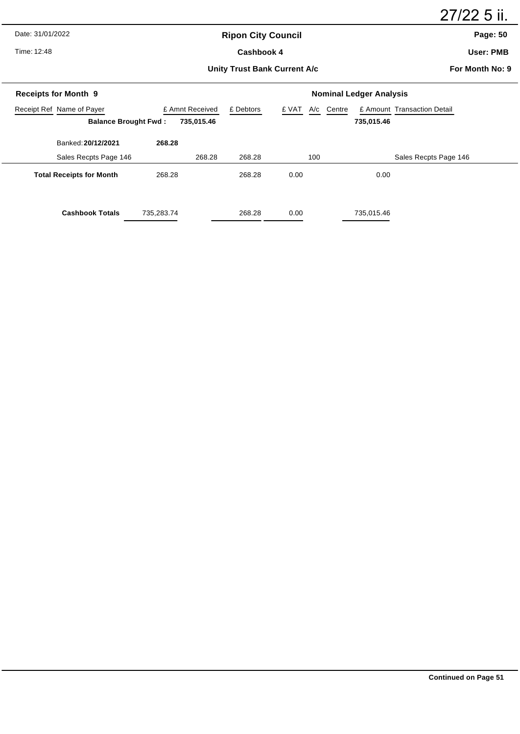27/22 5 ii.

Date: 31/01/2022

Time: 12:48

# Ripon City Council

## Cashbook 4

### Unity Trust Bank Current A/c

**Page: 50**

**User: PMB**

**For Month No: 9**

**Receipts for Month 9**

**Nominal Ledger Analysis**

| Receipt Ref | Name of Payer | £ Amnt Received | | £ Debtors | £ VAT | A/c | Centre | £ Amount | Transaction Detail |
|---|---|---|---|---|---|---|---|---|---|
| | **Balance Brought Fwd :** | **735,015.46** | | | | | | **735,015.46** | |
| | Banked: **20/12/2021** | **268.28** | | | | | | | |
| | Sales Recpts Page 146 | | 268.28 | 268.28 | | 100 | | | Sales Recpts Page 146 |
| | **Total Receipts for Month** | 268.28 | | 268.28 | 0.00 | | | 0.00 | |
| | **Cashbook Totals** | 735,283.74 | | 268.28 | 0.00 | | | 735,015.46 | |

**Continued on Page 51**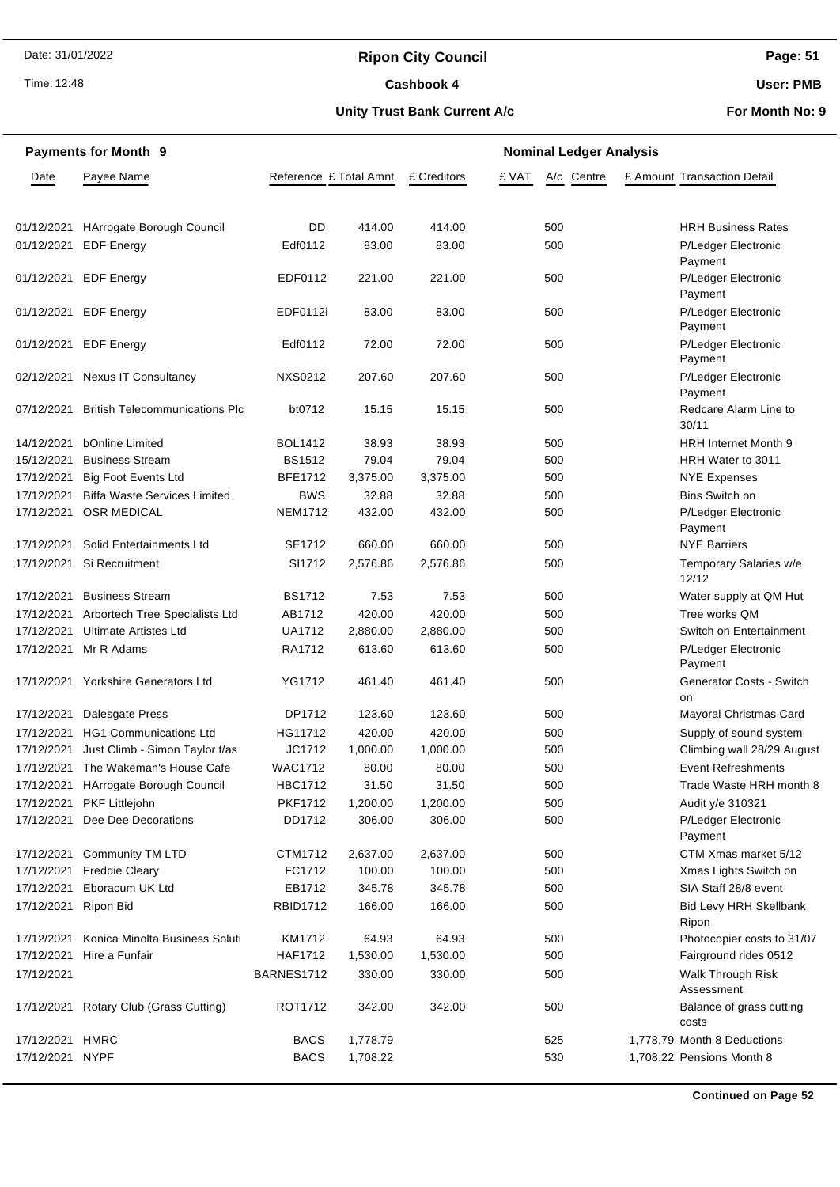# Ripon City Council

## Cashbook 4

### Unity Trust Bank Current A/c

Date: 31/01/2022
Time: 12:48

User: PMB
For Month No: 9

**Payments for Month 9** — **Nominal Ledger Analysis**

| Date | Payee Name | Reference | £ Total Amnt | £ Creditors | £ VAT | A/c | Centre | £ Amount | Transaction Detail |
|---|---|---|---|---|---|---|---|---|---|
| 01/12/2021 | HArrogate Borough Council | DD | 414.00 | 414.00 | | 500 | | | HRH Business Rates |
| 01/12/2021 | EDF Energy | Edf0112 | 83.00 | 83.00 | | 500 | | | P/Ledger Electronic Payment |
| 01/12/2021 | EDF Energy | EDF0112 | 221.00 | 221.00 | | 500 | | | P/Ledger Electronic Payment |
| 01/12/2021 | EDF Energy | EDF0112i | 83.00 | 83.00 | | 500 | | | P/Ledger Electronic Payment |
| 01/12/2021 | EDF Energy | Edf0112 | 72.00 | 72.00 | | 500 | | | P/Ledger Electronic Payment |
| 02/12/2021 | Nexus IT Consultancy | NXS0212 | 207.60 | 207.60 | | 500 | | | P/Ledger Electronic Payment |
| 07/12/2021 | British Telecommunications Plc | bt0712 | 15.15 | 15.15 | | 500 | | | Redcare Alarm Line to 30/11 |
| 14/12/2021 | bOnline Limited | BOL1412 | 38.93 | 38.93 | | 500 | | | HRH Internet Month 9 |
| 15/12/2021 | Business Stream | BS1512 | 79.04 | 79.04 | | 500 | | | HRH Water to 3011 |
| 17/12/2021 | Big Foot Events Ltd | BFE1712 | 3,375.00 | 3,375.00 | | 500 | | | NYE Expenses |
| 17/12/2021 | Biffa Waste Services Limited | BWS | 32.88 | 32.88 | | 500 | | | Bins Switch on |
| 17/12/2021 | OSR MEDICAL | NEM1712 | 432.00 | 432.00 | | 500 | | | P/Ledger Electronic Payment |
| 17/12/2021 | Solid Entertainments Ltd | SE1712 | 660.00 | 660.00 | | 500 | | | NYE Barriers |
| 17/12/2021 | Si Recruitment | SI1712 | 2,576.86 | 2,576.86 | | 500 | | | Temporary Salaries w/e 12/12 |
| 17/12/2021 | Business Stream | BS1712 | 7.53 | 7.53 | | 500 | | | Water supply at QM Hut |
| 17/12/2021 | Arbortech Tree Specialists Ltd | AB1712 | 420.00 | 420.00 | | 500 | | | Tree works QM |
| 17/12/2021 | Ultimate Artistes Ltd | UA1712 | 2,880.00 | 2,880.00 | | 500 | | | Switch on Entertainment |
| 17/12/2021 | Mr R Adams | RA1712 | 613.60 | 613.60 | | 500 | | | P/Ledger Electronic Payment |
| 17/12/2021 | Yorkshire Generators Ltd | YG1712 | 461.40 | 461.40 | | 500 | | | Generator Costs - Switch on |
| 17/12/2021 | Dalesgate Press | DP1712 | 123.60 | 123.60 | | 500 | | | Mayoral Christmas Card |
| 17/12/2021 | HG1 Communications Ltd | HG11712 | 420.00 | 420.00 | | 500 | | | Supply of sound system |
| 17/12/2021 | Just Climb - Simon Taylor t/as | JC1712 | 1,000.00 | 1,000.00 | | 500 | | | Climbing wall 28/29 August |
| 17/12/2021 | The Wakeman's House Cafe | WAC1712 | 80.00 | 80.00 | | 500 | | | Event Refreshments |
| 17/12/2021 | HArrogate Borough Council | HBC1712 | 31.50 | 31.50 | | 500 | | | Trade Waste HRH month 8 |
| 17/12/2021 | PKF Littlejohn | PKF1712 | 1,200.00 | 1,200.00 | | 500 | | | Audit y/e 310321 |
| 17/12/2021 | Dee Dee Decorations | DD1712 | 306.00 | 306.00 | | 500 | | | P/Ledger Electronic Payment |
| 17/12/2021 | Community TM LTD | CTM1712 | 2,637.00 | 2,637.00 | | 500 | | | CTM Xmas market 5/12 |
| 17/12/2021 | Freddie Cleary | FC1712 | 100.00 | 100.00 | | 500 | | | Xmas Lights Switch on |
| 17/12/2021 | Eboracum UK Ltd | EB1712 | 345.78 | 345.78 | | 500 | | | SIA Staff 28/8 event |
| 17/12/2021 | Ripon Bid | RBID1712 | 166.00 | 166.00 | | 500 | | | Bid Levy HRH Skellbank Ripon |
| 17/12/2021 | Konica Minolta Business Soluti | KM1712 | 64.93 | 64.93 | | 500 | | | Photocopier costs to 31/07 |
| 17/12/2021 | Hire a Funfair | HAF1712 | 1,530.00 | 1,530.00 | | 500 | | | Fairground rides 0512 |
| 17/12/2021 | | BARNES1712 | 330.00 | 330.00 | | 500 | | | Walk Through Risk Assessment |
| 17/12/2021 | Rotary Club (Grass Cutting) | ROT1712 | 342.00 | 342.00 | | 500 | | | Balance of grass cutting costs |
| 17/12/2021 | HMRC | BACS | 1,778.79 | | | 525 | | 1,778.79 | Month 8 Deductions |
| 17/12/2021 | NYPF | BACS | 1,708.22 | | | 530 | | 1,708.22 | Pensions Month 8 |

**Continued on Page 52**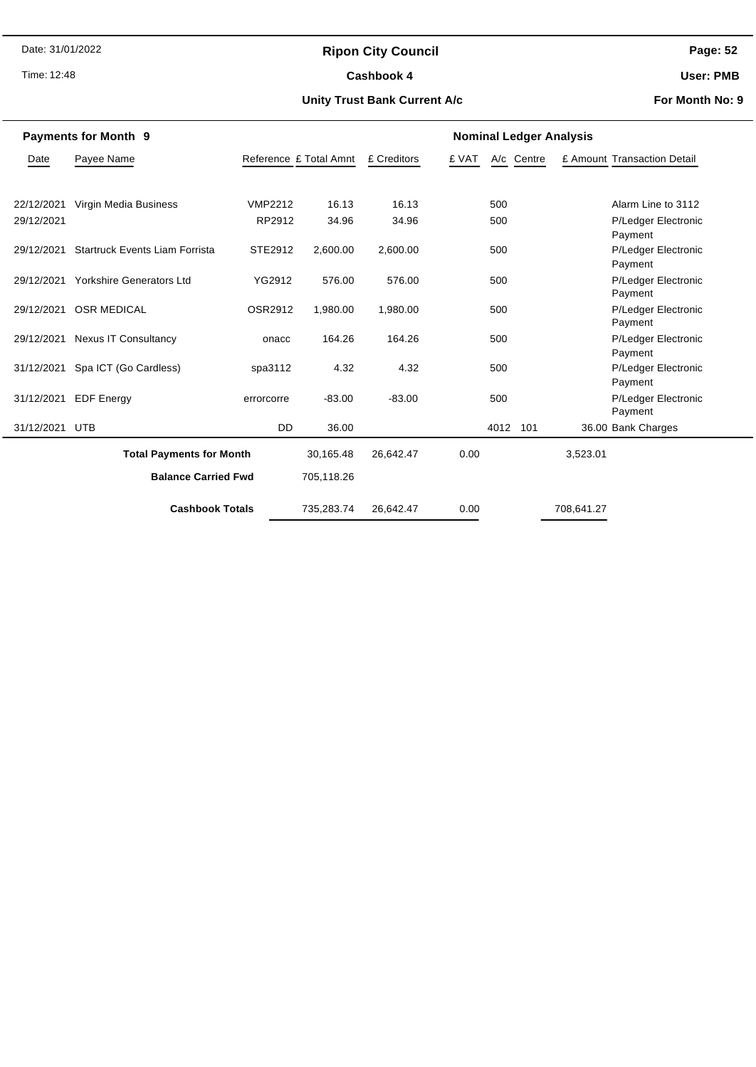Date: 31/01/2022

Time: 12:48

**Ripon City Council**

**Cashbook 4**

**Unity Trust Bank Current A/c**

**Page: 52**

**User: PMB**

**For Month No: 9**

## Payments for Month 9

| Date | Payee Name | Reference | £ Total Amnt | £ Creditors | £ VAT | A/c | Centre | £ Amount | Transaction Detail |
|---|---|---|---|---|---|---|---|---|---|
| 22/12/2021 | Virgin Media Business | VMP2212 | 16.13 | 16.13 | | 500 | | | Alarm Line to 3112 |
| 29/12/2021 | | RP2912 | 34.96 | 34.96 | | 500 | | | P/Ledger Electronic Payment |
| 29/12/2021 | Startruck Events Liam Forrista | STE2912 | 2,600.00 | 2,600.00 | | 500 | | | P/Ledger Electronic Payment |
| 29/12/2021 | Yorkshire Generators Ltd | YG2912 | 576.00 | 576.00 | | 500 | | | P/Ledger Electronic Payment |
| 29/12/2021 | OSR MEDICAL | OSR2912 | 1,980.00 | 1,980.00 | | 500 | | | P/Ledger Electronic Payment |
| 29/12/2021 | Nexus IT Consultancy | onacc | 164.26 | 164.26 | | 500 | | | P/Ledger Electronic Payment |
| 31/12/2021 | Spa ICT (Go Cardless) | spa3112 | 4.32 | 4.32 | | 500 | | | P/Ledger Electronic Payment |
| 31/12/2021 | EDF Energy | errorcorre | -83.00 | -83.00 | | 500 | | | P/Ledger Electronic Payment |
| 31/12/2021 | UTB | DD | 36.00 | | | 4012 | 101 | 36.00 | Bank Charges |
| | **Total Payments for Month** | | 30,165.48 | 26,642.47 | 0.00 | | | 3,523.01 | |
| | **Balance Carried Fwd** | | 705,118.26 | | | | | | |
| | **Cashbook Totals** | | 735,283.74 | 26,642.47 | 0.00 | | | 708,641.27 | |